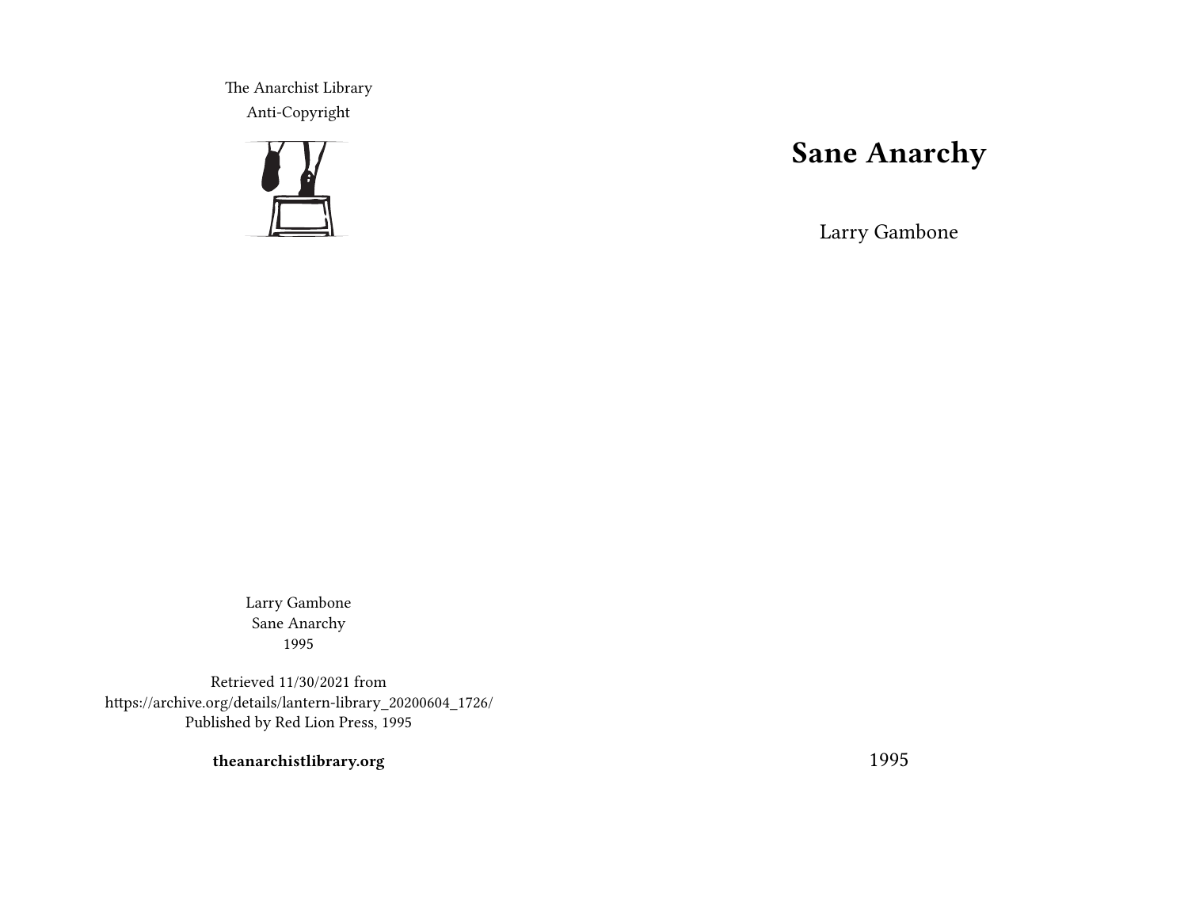# Sane Anarchy

Larry Gambone

1995

The Anarchist Library
Anti-Copyright

Larry Gambone
Sane Anarchy
1995

Retrieved 11/30/2021 from https://archive.org/details/lantern-library_20200604_1726/
Published by Red Lion Press, 1995

**theanarchistlibrary.org**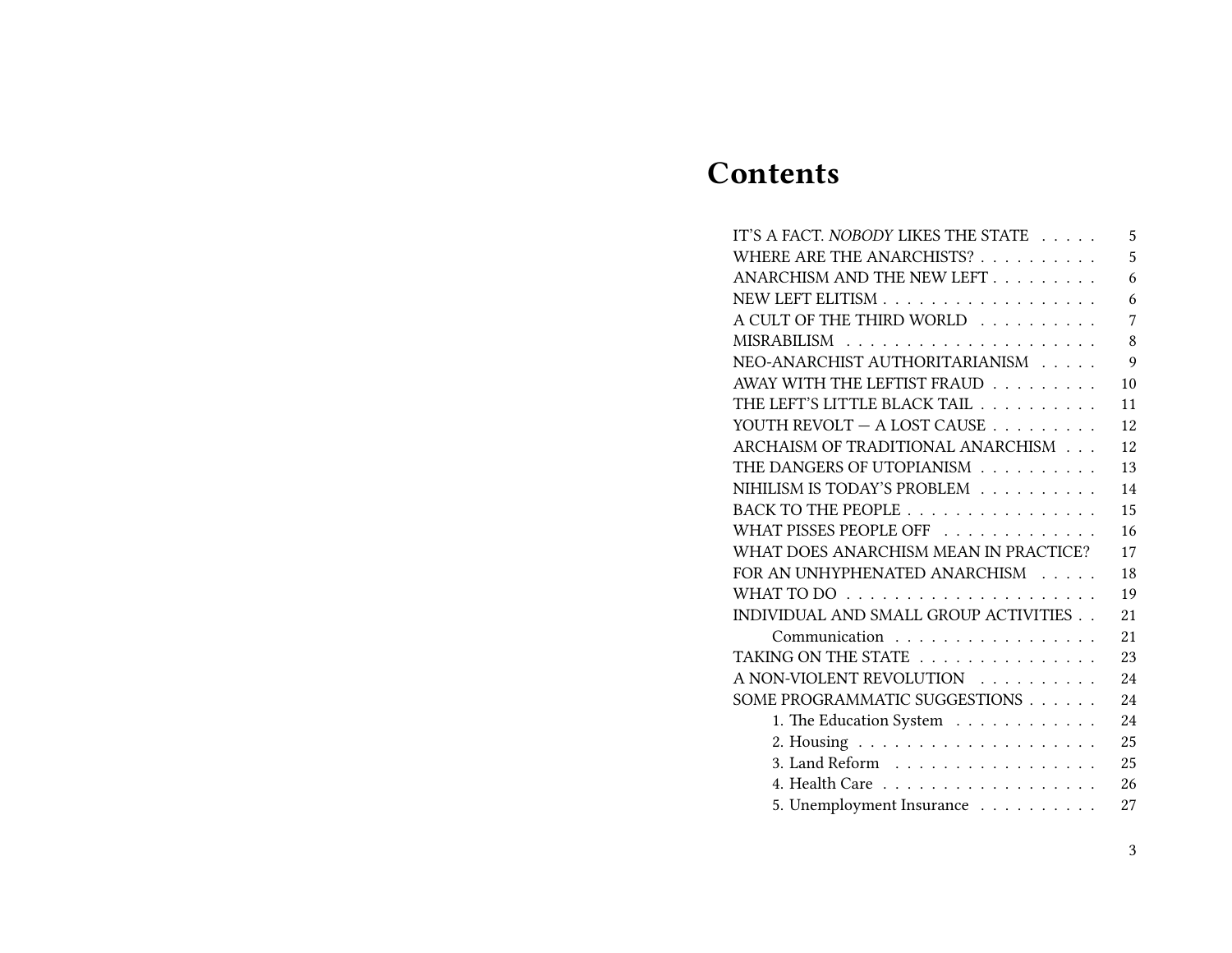# Contents

- IT'S A FACT. *NOBODY* LIKES THE STATE . . . . . 5
- WHERE ARE THE ANARCHISTS? . . . . . . . . . . 5
- ANARCHISM AND THE NEW LEFT . . . . . . . . . 6
- NEW LEFT ELITISM . . . . . . . . . . . . . . . . . . 6
- A CULT OF THE THIRD WORLD . . . . . . . . . . 7
- MISRABILISM . . . . . . . . . . . . . . . . . . . . . 8
- NEO-ANARCHIST AUTHORITARIANISM . . . . . 9
- AWAY WITH THE LEFTIST FRAUD . . . . . . . . . 10
- THE LEFT'S LITTLE BLACK TAIL . . . . . . . . . . 11
- YOUTH REVOLT — A LOST CAUSE . . . . . . . . . 12
- ARCHAISM OF TRADITIONAL ANARCHISM . . . 12
- THE DANGERS OF UTOPIANISM . . . . . . . . . . 13
- NIHILISM IS TODAY'S PROBLEM . . . . . . . . . . 14
- BACK TO THE PEOPLE . . . . . . . . . . . . . . . . 15
- WHAT PISSES PEOPLE OFF . . . . . . . . . . . . . 16
- WHAT DOES ANARCHISM MEAN IN PRACTICE? 17
- FOR AN UNHYPHENATED ANARCHISM . . . . . 18
- WHAT TO DO . . . . . . . . . . . . . . . . . . . . . 19
- INDIVIDUAL AND SMALL GROUP ACTIVITIES . . 21
  - Communication . . . . . . . . . . . . . . . . . 21
- TAKING ON THE STATE . . . . . . . . . . . . . . . 23
- A NON-VIOLENT REVOLUTION . . . . . . . . . . 24
- SOME PROGRAMMATIC SUGGESTIONS . . . . . . 24
  - 1. The Education System . . . . . . . . . . . . 24
  - 2. Housing . . . . . . . . . . . . . . . . . . . . 25
  - 3. Land Reform . . . . . . . . . . . . . . . . . 25
  - 4. Health Care . . . . . . . . . . . . . . . . . . 26
  - 5. Unemployment Insurance . . . . . . . . . . 27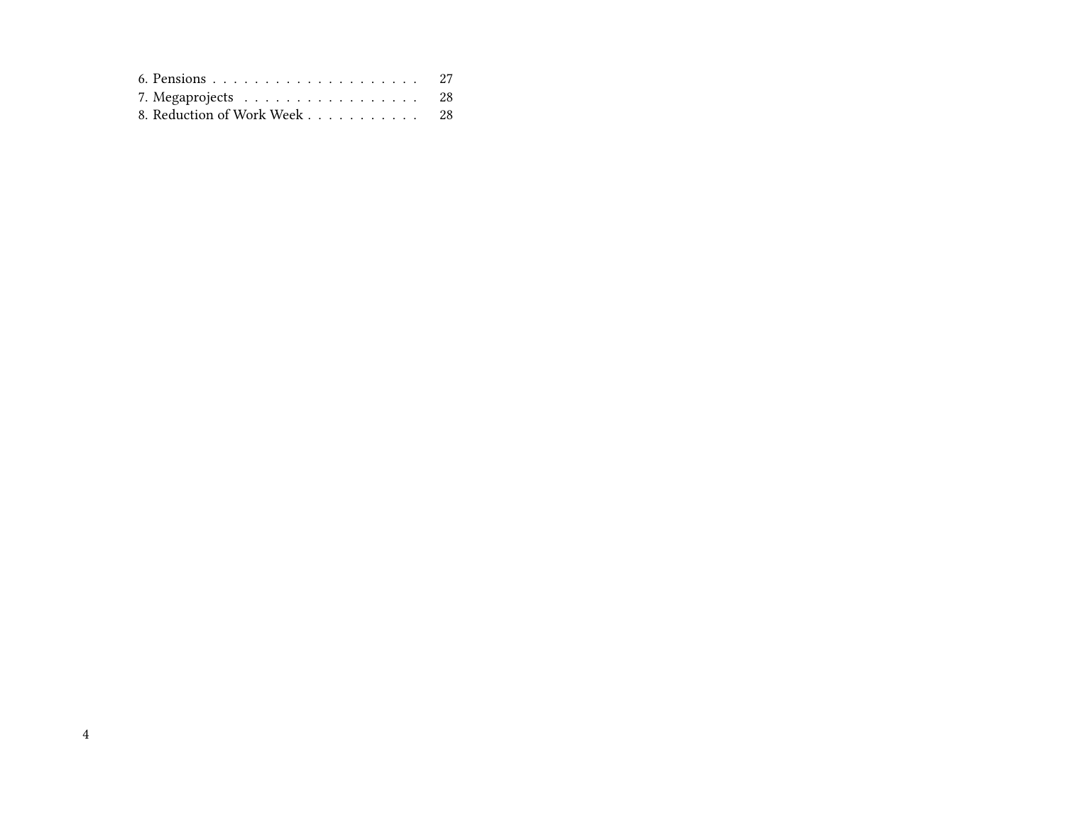6. Pensions . . . . . . . . . . . . . . . . . . . . 27
7. Megaprojects . . . . . . . . . . . . . . . . . 28
8. Reduction of Work Week . . . . . . . . . . . 28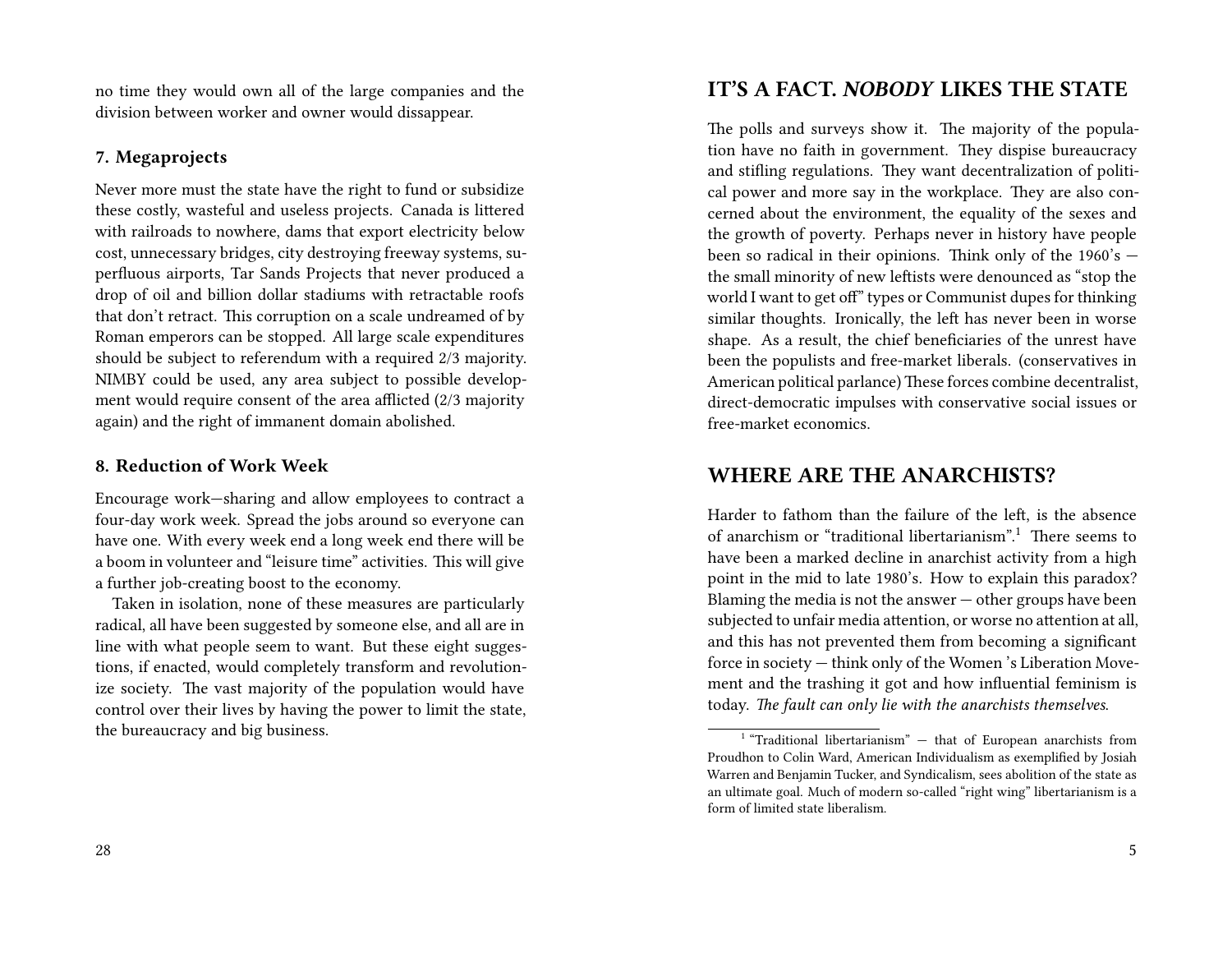no time they would own all of the large companies and the division between worker and owner would dissappear.

### 7. Megaprojects

Never more must the state have the right to fund or subsidize these costly, wasteful and useless projects. Canada is littered with railroads to nowhere, dams that export electricity below cost, unnecessary bridges, city destroying freeway systems, superfluous airports, Tar Sands Projects that never produced a drop of oil and billion dollar stadiums with retractable roofs that don't retract. This corruption on a scale undreamed of by Roman emperors can be stopped. All large scale expenditures should be subject to referendum with a required 2/3 majority. NIMBY could be used, any area subject to possible development would require consent of the area afflicted (2/3 majority again) and the right of immanent domain abolished.

### 8. Reduction of Work Week

Encourage work—sharing and allow employees to contract a four-day work week. Spread the jobs around so everyone can have one. With every week end a long week end there will be a boom in volunteer and "leisure time" activities. This will give a further job-creating boost to the economy.

Taken in isolation, none of these measures are particularly radical, all have been suggested by someone else, and all are in line with what people seem to want. But these eight suggestions, if enacted, would completely transform and revolutionize society. The vast majority of the population would have control over their lives by having the power to limit the state, the bureaucracy and big business.

## IT'S A FACT. *NOBODY* LIKES THE STATE

The polls and surveys show it. The majority of the population have no faith in government. They dispise bureaucracy and stifling regulations. They want decentralization of political power and more say in the workplace. They are also concerned about the environment, the equality of the sexes and the growth of poverty. Perhaps never in history have people been so radical in their opinions. Think only of the 1960's — the small minority of new leftists were denounced as "stop the world I want to get off" types or Communist dupes for thinking similar thoughts. Ironically, the left has never been in worse shape. As a result, the chief beneficiaries of the unrest have been the populists and free-market liberals. (conservatives in American political parlance) These forces combine decentralist, direct-democratic impulses with conservative social issues or free-market economics.

## WHERE ARE THE ANARCHISTS?

Harder to fathom than the failure of the left, is the absence of anarchism or "traditional libertarianism".[1] There seems to have been a marked decline in anarchist activity from a high point in the mid to late 1980's. How to explain this paradox? Blaming the media is not the answer — other groups have been subjected to unfair media attention, or worse no attention at all, and this has not prevented them from becoming a significant force in society — think only of the Women 's Liberation Movement and the trashing it got and how influential feminism is today. *The fault can only lie with the anarchists themselves.*

[1] "Traditional libertarianism" — that of European anarchists from Proudhon to Colin Ward, American Individualism as exemplified by Josiah Warren and Benjamin Tucker, and Syndicalism, sees abolition of the state as an ultimate goal. Much of modern so-called "right wing" libertarianism is a form of limited state liberalism.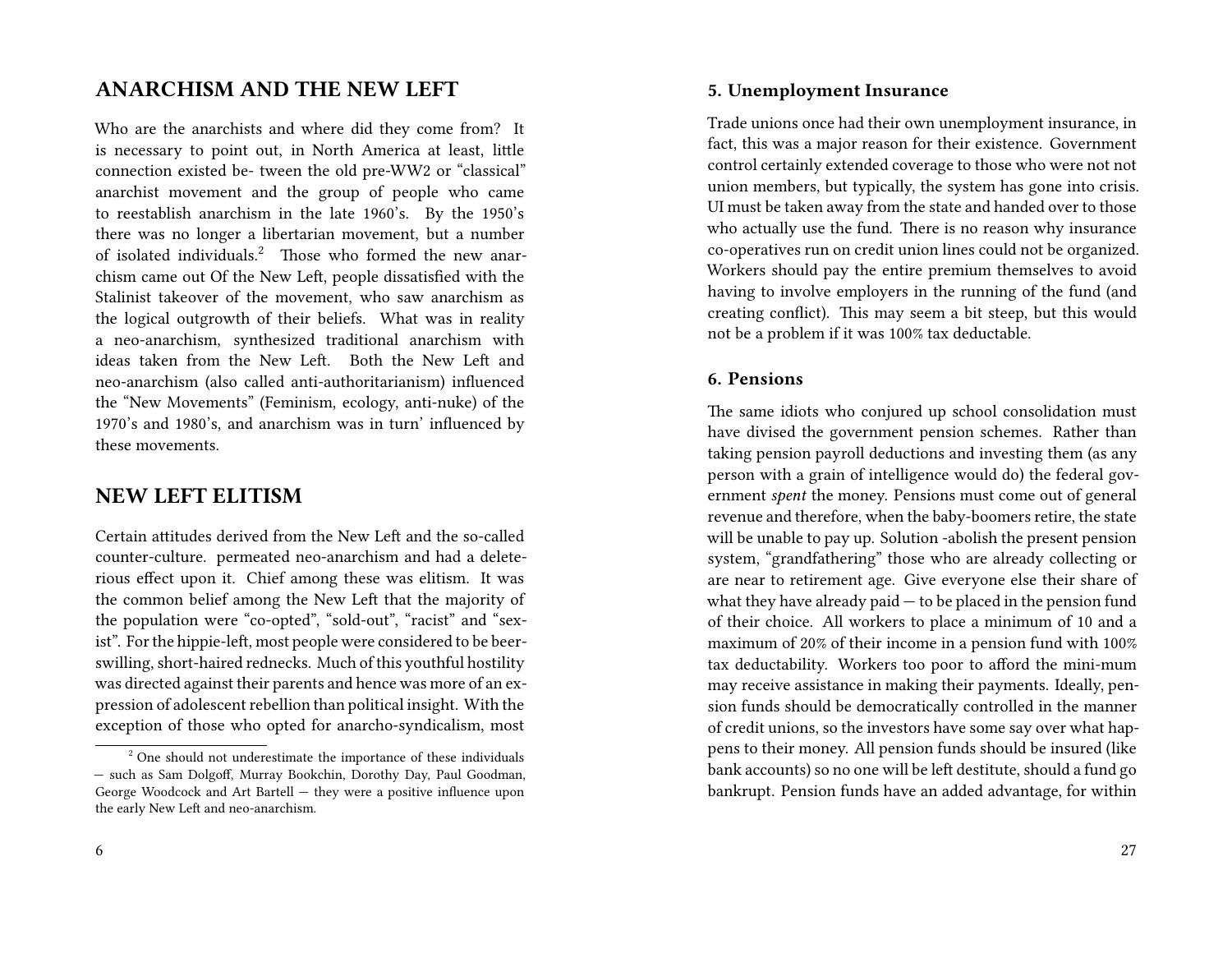## ANARCHISM AND THE NEW LEFT

Who are the anarchists and where did they come from? It is necessary to point out, in North America at least, little connection existed be- tween the old pre-WW2 or "classical" anarchist movement and the group of people who came to reestablish anarchism in the late 1960's. By the 1950's there was no longer a libertarian movement, but a number of isolated individuals.[2] Those who formed the new anarchism came out Of the New Left, people dissatisfied with the Stalinist takeover of the movement, who saw anarchism as the logical outgrowth of their beliefs. What was in reality a neo-anarchism, synthesized traditional anarchism with ideas taken from the New Left. Both the New Left and neo-anarchism (also called anti-authoritarianism) influenced the "New Movements" (Feminism, ecology, anti-nuke) of the 1970's and 1980's, and anarchism was in turn' influenced by these movements.

## NEW LEFT ELITISM

Certain attitudes derived from the New Left and the so-called counter-culture. permeated neo-anarchism and had a deleterious effect upon it. Chief among these was elitism. It was the common belief among the New Left that the majority of the population were "co-opted", "sold-out", "racist" and "sexist". For the hippie-left, most people were considered to be beer-swilling, short-haired rednecks. Much of this youthful hostility was directed against their parents and hence was more of an expression of adolescent rebellion than political insight. With the exception of those who opted for anarcho-syndicalism, most

[2] One should not underestimate the importance of these individuals — such as Sam Dolgoff, Murray Bookchin, Dorothy Day, Paul Goodman, George Woodcock and Art Bartell — they were a positive influence upon the early New Left and neo-anarchism.

### 5. Unemployment Insurance

Trade unions once had their own unemployment insurance, in fact, this was a major reason for their existence. Government control certainly extended coverage to those who were not not union members, but typically, the system has gone into crisis. UI must be taken away from the state and handed over to those who actually use the fund. There is no reason why insurance co-operatives run on credit union lines could not be organized. Workers should pay the entire premium themselves to avoid having to involve employers in the running of the fund (and creating conflict). This may seem a bit steep, but this would not be a problem if it was 100% tax deductable.

### 6. Pensions

The same idiots who conjured up school consolidation must have divised the government pension schemes. Rather than taking pension payroll deductions and investing them (as any person with a grain of intelligence would do) the federal government *spent* the money. Pensions must come out of general revenue and therefore, when the baby-boomers retire, the state will be unable to pay up. Solution -abolish the present pension system, "grandfathering" those who are already collecting or are near to retirement age. Give everyone else their share of what they have already paid — to be placed in the pension fund of their choice. All workers to place a minimum of 10 and a maximum of 20% of their income in a pension fund with 100% tax deductability. Workers too poor to afford the mini-mum may receive assistance in making their payments. Ideally, pension funds should be democratically controlled in the manner of credit unions, so the investors have some say over what happens to their money. All pension funds should be insured (like bank accounts) so no one will be left destitute, should a fund go bankrupt. Pension funds have an added advantage, for within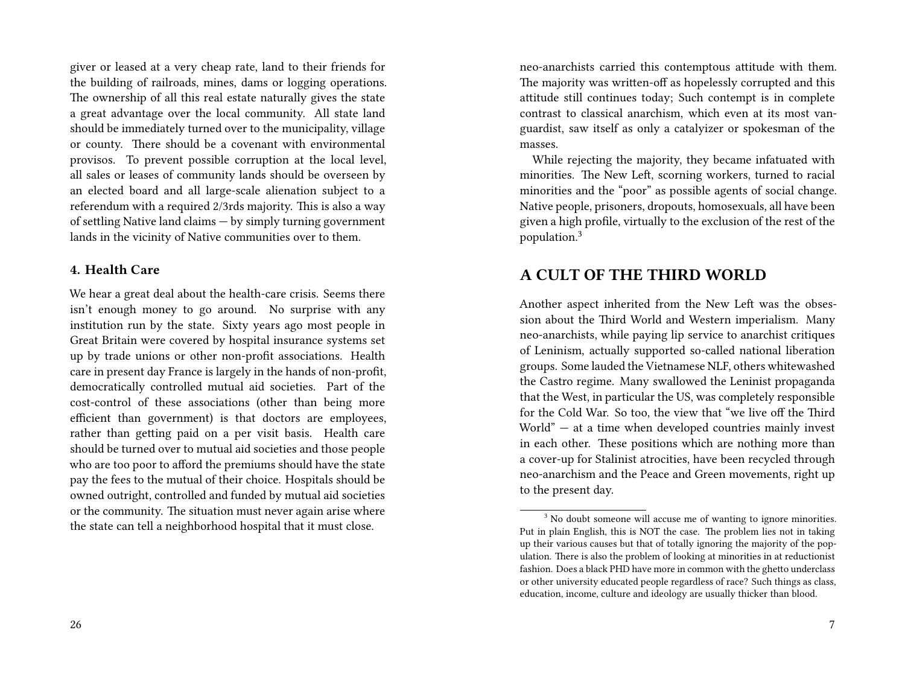giver or leased at a very cheap rate, land to their friends for the building of railroads, mines, dams or logging operations. The ownership of all this real estate naturally gives the state a great advantage over the local community. All state land should be immediately turned over to the municipality, village or county. There should be a covenant with environmental provisos. To prevent possible corruption at the local level, all sales or leases of community lands should be overseen by an elected board and all large-scale alienation subject to a referendum with a required 2/3rds majority. This is also a way of settling Native land claims — by simply turning government lands in the vicinity of Native communities over to them.

### 4. Health Care

We hear a great deal about the health-care crisis. Seems there isn't enough money to go around. No surprise with any institution run by the state. Sixty years ago most people in Great Britain were covered by hospital insurance systems set up by trade unions or other non-profit associations. Health care in present day France is largely in the hands of non-profit, democratically controlled mutual aid societies. Part of the cost-control of these associations (other than being more efficient than government) is that doctors are employees, rather than getting paid on a per visit basis. Health care should be turned over to mutual aid societies and those people who are too poor to afford the premiums should have the state pay the fees to the mutual of their choice. Hospitals should be owned outright, controlled and funded by mutual aid societies or the community. The situation must never again arise where the state can tell a neighborhood hospital that it must close.

neo-anarchists carried this contemptous attitude with them. The majority was written-off as hopelessly corrupted and this attitude still continues today; Such contempt is in complete contrast to classical anarchism, which even at its most vanguardist, saw itself as only a catalyizer or spokesman of the masses.

While rejecting the majority, they became infatuated with minorities. The New Left, scorning workers, turned to racial minorities and the "poor" as possible agents of social change. Native people, prisoners, dropouts, homosexuals, all have been given a high profile, virtually to the exclusion of the rest of the population.[3]

## A CULT OF THE THIRD WORLD

Another aspect inherited from the New Left was the obsession about the Third World and Western imperialism. Many neo-anarchists, while paying lip service to anarchist critiques of Leninism, actually supported so-called national liberation groups. Some lauded the Vietnamese NLF, others whitewashed the Castro regime. Many swallowed the Leninist propaganda that the West, in particular the US, was completely responsible for the Cold War. So too, the view that "we live off the Third World" — at a time when developed countries mainly invest in each other. These positions which are nothing more than a cover-up for Stalinist atrocities, have been recycled through neo-anarchism and the Peace and Green movements, right up to the present day.

[3] No doubt someone will accuse me of wanting to ignore minorities. Put in plain English, this is NOT the case. The problem lies not in taking up their various causes but that of totally ignoring the majority of the population. There is also the problem of looking at minorities in at reductionist fashion. Does a black PHD have more in common with the ghetto underclass or other university educated people regardless of race? Such things as class, education, income, culture and ideology are usually thicker than blood.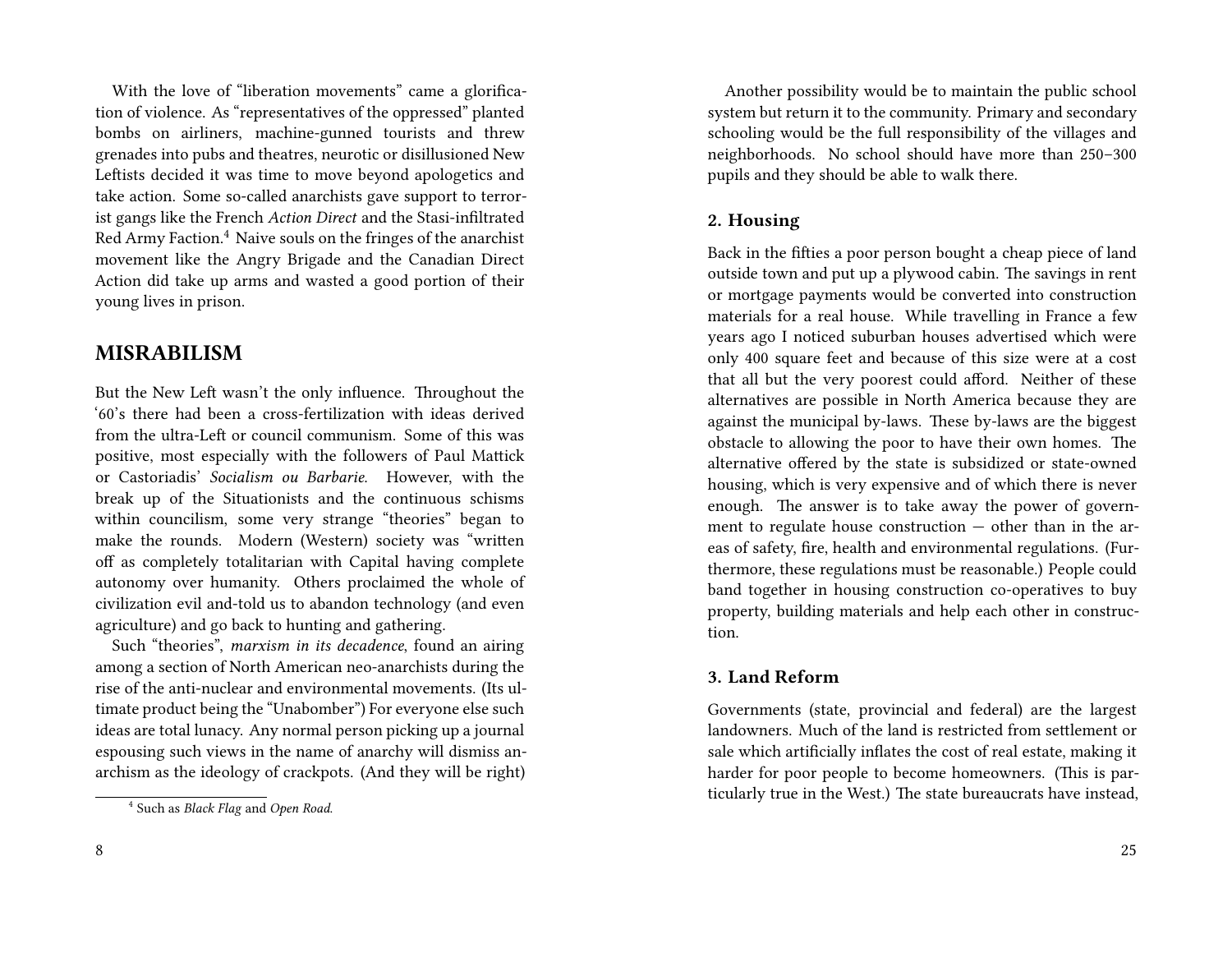With the love of "liberation movements" came a glorification of violence. As "representatives of the oppressed" planted bombs on airliners, machine-gunned tourists and threw grenades into pubs and theatres, neurotic or disillusioned New Leftists decided it was time to move beyond apologetics and take action. Some so-called anarchists gave support to terrorist gangs like the French *Action Direct* and the Stasi-infiltrated Red Army Faction.[4] Naive souls on the fringes of the anarchist movement like the Angry Brigade and the Canadian Direct Action did take up arms and wasted a good portion of their young lives in prison.

## MISRABILISM

But the New Left wasn't the only influence. Throughout the '60's there had been a cross-fertilization with ideas derived from the ultra-Left or council communism. Some of this was positive, most especially with the followers of Paul Mattick or Castoriadis' *Socialism ou Barbarie.* However, with the break up of the Situationists and the continuous schisms within councilism, some very strange "theories" began to make the rounds. Modern (Western) society was "written off as completely totalitarian with Capital having complete autonomy over humanity. Others proclaimed the whole of civilization evil and-told us to abandon technology (and even agriculture) and go back to hunting and gathering.

Such "theories", *marxism in its decadence*, found an airing among a section of North American neo-anarchists during the rise of the anti-nuclear and environmental movements. (Its ultimate product being the "Unabomber") For everyone else such ideas are total lunacy. Any normal person picking up a journal espousing such views in the name of anarchy will dismiss anarchism as the ideology of crackpots. (And they will be right)

[4] Such as *Black Flag* and *Open Road.*

Another possibility would be to maintain the public school system but return it to the community. Primary and secondary schooling would be the full responsibility of the villages and neighborhoods. No school should have more than 250–300 pupils and they should be able to walk there.

### 2. Housing

Back in the fifties a poor person bought a cheap piece of land outside town and put up a plywood cabin. The savings in rent or mortgage payments would be converted into construction materials for a real house. While travelling in France a few years ago I noticed suburban houses advertised which were only 400 square feet and because of this size were at a cost that all but the very poorest could afford. Neither of these alternatives are possible in North America because they are against the municipal by-laws. These by-laws are the biggest obstacle to allowing the poor to have their own homes. The alternative offered by the state is subsidized or state-owned housing, which is very expensive and of which there is never enough. The answer is to take away the power of government to regulate house construction — other than in the areas of safety, fire, health and environmental regulations. (Furthermore, these regulations must be reasonable.) People could band together in housing construction co-operatives to buy property, building materials and help each other in construction.

### 3. Land Reform

Governments (state, provincial and federal) are the largest landowners. Much of the land is restricted from settlement or sale which artificially inflates the cost of real estate, making it harder for poor people to become homeowners. (This is particularly true in the West.) The state bureaucrats have instead,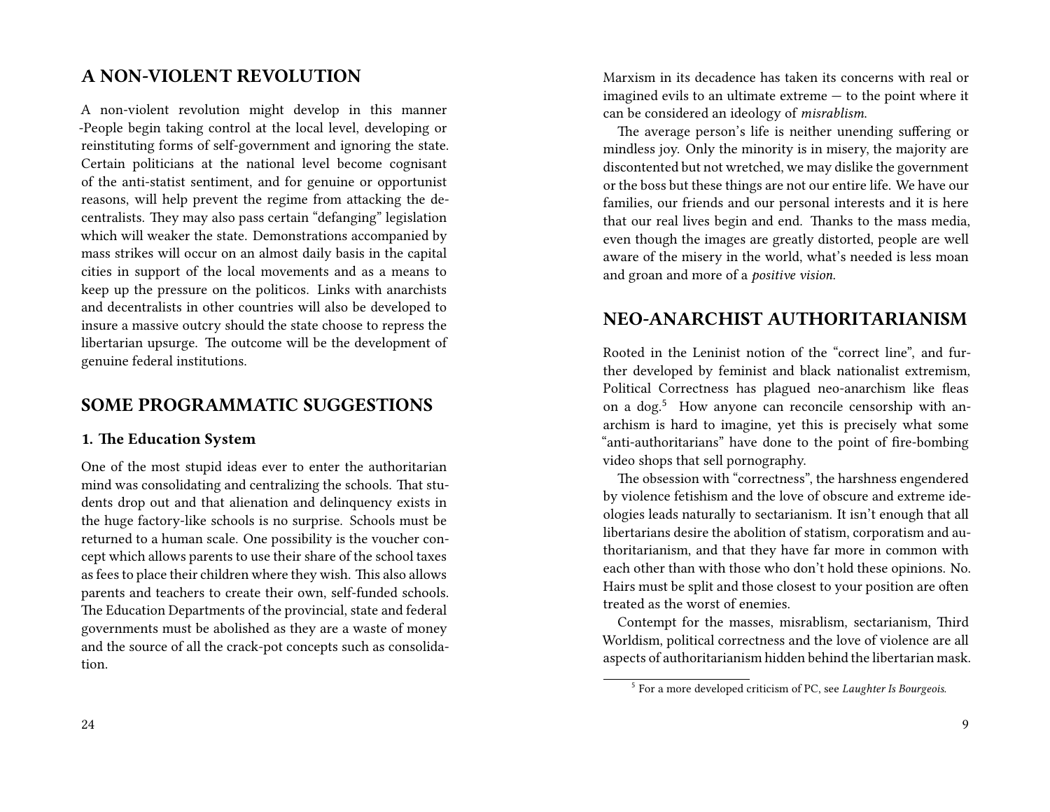## A NON-VIOLENT REVOLUTION

A non-violent revolution might develop in this manner -People begin taking control at the local level, developing or reinstituting forms of self-government and ignoring the state. Certain politicians at the national level become cognisant of the anti-statist sentiment, and for genuine or opportunist reasons, will help prevent the regime from attacking the decentralists. They may also pass certain "defanging" legislation which will weaker the state. Demonstrations accompanied by mass strikes will occur on an almost daily basis in the capital cities in support of the local movements and as a means to keep up the pressure on the politicos. Links with anarchists and decentralists in other countries will also be developed to insure a massive outcry should the state choose to repress the libertarian upsurge. The outcome will be the development of genuine federal institutions.

## SOME PROGRAMMATIC SUGGESTIONS

### 1. The Education System

One of the most stupid ideas ever to enter the authoritarian mind was consolidating and centralizing the schools. That students drop out and that alienation and delinquency exists in the huge factory-like schools is no surprise. Schools must be returned to a human scale. One possibility is the voucher concept which allows parents to use their share of the school taxes as fees to place their children where they wish. This also allows parents and teachers to create their own, self-funded schools. The Education Departments of the provincial, state and federal governments must be abolished as they are a waste of money and the source of all the crack-pot concepts such as consolidation.

Marxism in its decadence has taken its concerns with real or imagined evils to an ultimate extreme — to the point where it can be considered an ideology of *misrablism.*

The average person's life is neither unending suffering or mindless joy. Only the minority is in misery, the majority are discontented but not wretched, we may dislike the government or the boss but these things are not our entire life. We have our families, our friends and our personal interests and it is here that our real lives begin and end. Thanks to the mass media, even though the images are greatly distorted, people are well aware of the misery in the world, what's needed is less moan and groan and more of a *positive vision.*

## NEO-ANARCHIST AUTHORITARIANISM

Rooted in the Leninist notion of the "correct line", and further developed by feminist and black nationalist extremism, Political Correctness has plagued neo-anarchism like fleas on a dog.[5] How anyone can reconcile censorship with anarchism is hard to imagine, yet this is precisely what some "anti-authoritarians" have done to the point of fire-bombing video shops that sell pornography.

The obsession with "correctness", the harshness engendered by violence fetishism and the love of obscure and extreme ideologies leads naturally to sectarianism. It isn't enough that all libertarians desire the abolition of statism, corporatism and authoritarianism, and that they have far more in common with each other than with those who don't hold these opinions. No. Hairs must be split and those closest to your position are often treated as the worst of enemies.

Contempt for the masses, misrablism, sectarianism, Third Worldism, political correctness and the love of violence are all aspects of authoritarianism hidden behind the libertarian mask.

[5] For a more developed criticism of PC, see *Laughter Is Bourgeois.*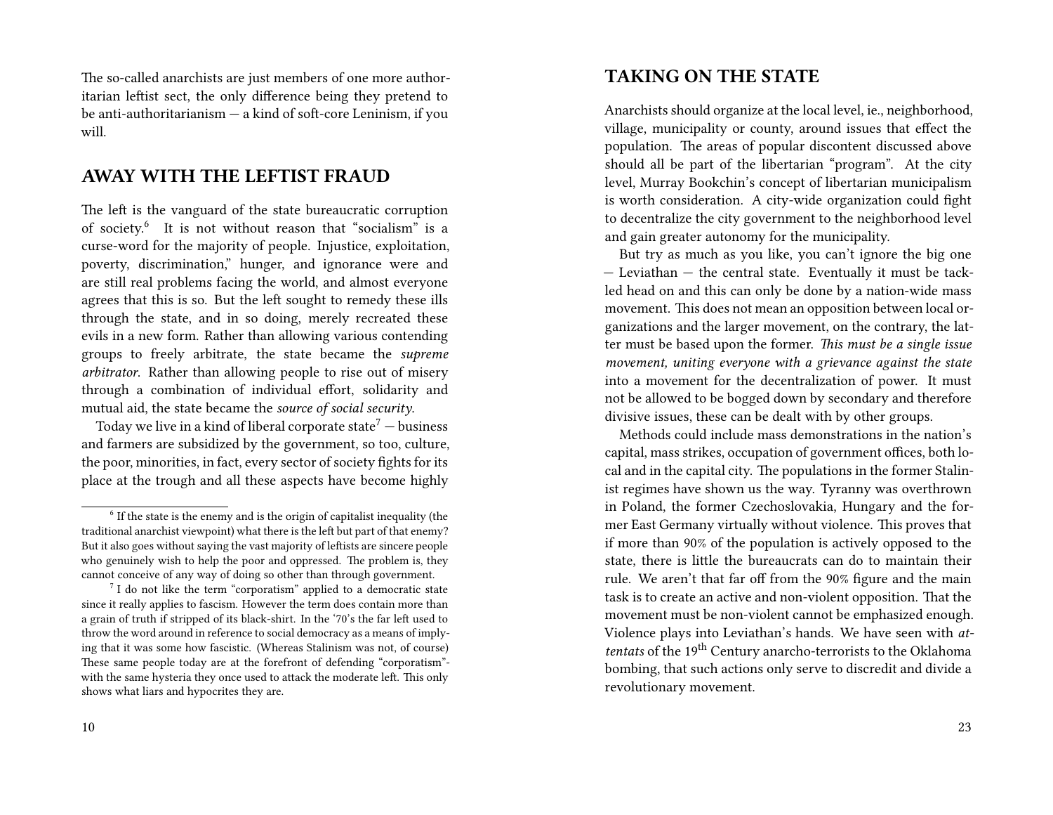The so-called anarchists are just members of one more authoritarian leftist sect, the only difference being they pretend to be anti-authoritarianism — a kind of soft-core Leninism, if you will.

## AWAY WITH THE LEFTIST FRAUD

The left is the vanguard of the state bureaucratic corruption of society.[6] It is not without reason that "socialism" is a curse-word for the majority of people. Injustice, exploitation, poverty, discrimination," hunger, and ignorance were and are still real problems facing the world, and almost everyone agrees that this is so. But the left sought to remedy these ills through the state, and in so doing, merely recreated these evils in a new form. Rather than allowing various contending groups to freely arbitrate, the state became the *supreme arbitrator*. Rather than allowing people to rise out of misery through a combination of individual effort, solidarity and mutual aid, the state became the *source of social security*.

Today we live in a kind of liberal corporate state[7] — business and farmers are subsidized by the government, so too, culture, the poor, minorities, in fact, every sector of society fights for its place at the trough and all these aspects have become highly

[6] If the state is the enemy and is the origin of capitalist inequality (the traditional anarchist viewpoint) what there is the left but part of that enemy? But it also goes without saying the vast majority of leftists are sincere people who genuinely wish to help the poor and oppressed. The problem is, they cannot conceive of any way of doing so other than through government.

[7] I do not like the term "corporatism" applied to a democratic state since it really applies to fascism. However the term does contain more than a grain of truth if stripped of its black-shirt. In the '70's the far left used to throw the word around in reference to social democracy as a means of implying that it was some how fascistic. (Whereas Stalinism was not, of course) These same people today are at the forefront of defending "corporatism"- with the same hysteria they once used to attack the moderate left. This only shows what liars and hypocrites they are.

## TAKING ON THE STATE

Anarchists should organize at the local level, ie., neighborhood, village, municipality or county, around issues that effect the population. The areas of popular discontent discussed above should all be part of the libertarian "program". At the city level, Murray Bookchin's concept of libertarian municipalism is worth consideration. A city-wide organization could fight to decentralize the city government to the neighborhood level and gain greater autonomy for the municipality.

But try as much as you like, you can't ignore the big one — Leviathan — the central state. Eventually it must be tackled head on and this can only be done by a nation-wide mass movement. This does not mean an opposition between local organizations and the larger movement, on the contrary, the latter must be based upon the former. *This must be a single issue movement, uniting everyone with a grievance against the state* into a movement for the decentralization of power. It must not be allowed to be bogged down by secondary and therefore divisive issues, these can be dealt with by other groups.

Methods could include mass demonstrations in the nation's capital, mass strikes, occupation of government offices, both local and in the capital city. The populations in the former Stalinist regimes have shown us the way. Tyranny was overthrown in Poland, the former Czechoslovakia, Hungary and the former East Germany virtually without violence. This proves that if more than 90% of the population is actively opposed to the state, there is little the bureaucrats can do to maintain their rule. We aren't that far off from the 90% figure and the main task is to create an active and non-violent opposition. That the movement must be non-violent cannot be emphasized enough. Violence plays into Leviathan's hands. We have seen with *attentats* of the 19th Century anarcho-terrorists to the Oklahoma bombing, that such actions only serve to discredit and divide a revolutionary movement.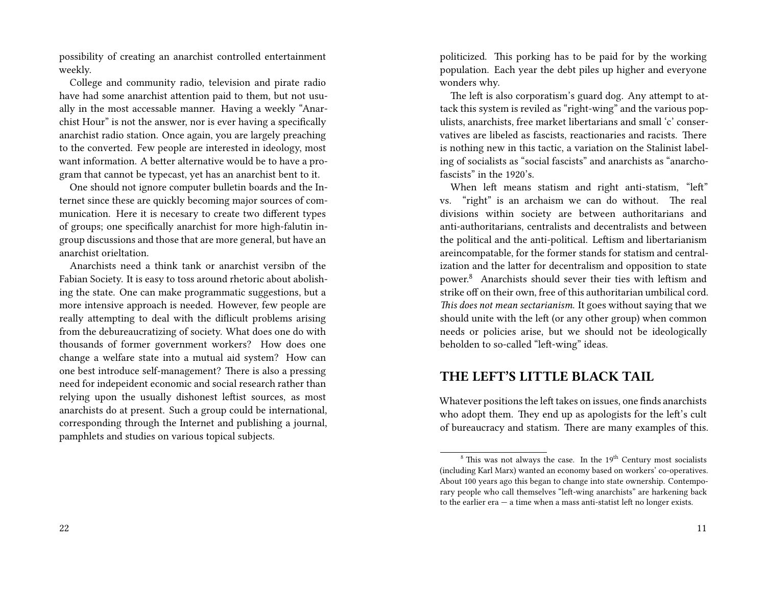possibility of creating an anarchist controlled entertainment weekly.

College and community radio, television and pirate radio have had some anarchist attention paid to them, but not usually in the most accessable manner. Having a weekly "Anarchist Hour" is not the answer, nor is ever having a specifically anarchist radio station. Once again, you are largely preaching to the converted. Few people are interested in ideology, most want information. A better alternative would be to have a program that cannot be typecast, yet has an anarchist bent to it.

One should not ignore computer bulletin boards and the Internet since these are quickly becoming major sources of communication. Here it is necesary to create two different types of groups; one specifically anarchist for more high-falutin in-group discussions and those that are more general, but have an anarchist orieltation.

Anarchists need a think tank or anarchist versibn of the Fabian Society. It is easy to toss around rhetoric about abolishing the state. One can make programmatic suggestions, but a more intensive approach is needed. However, few people are really attempting to deal with the diflicult problems arising from the debureaucratizing of society. What does one do with thousands of former government workers? How does one change a welfare state into a mutual aid system? How can one best introduce self-management? There is also a pressing need for indepeident economic and social research rather than relying upon the usually dishonest leftist sources, as most anarchists do at present. Such a group could be international, corresponding through the Internet and publishing a journal, pamphlets and studies on various topical subjects.

politicized. This porking has to be paid for by the working population. Each year the debt piles up higher and everyone wonders why.

The left is also corporatism's guard dog. Any attempt to attack this system is reviled as "right-wing" and the various populists, anarchists, free market libertarians and small 'c' conservatives are libeled as fascists, reactionaries and racists. There is nothing new in this tactic, a variation on the Stalinist labeling of socialists as "social fascists" and anarchists as "anarcho-fascists" in the 1920's.

When left means statism and right anti-statism, "left" vs. "right" is an archaism we can do without. The real divisions within society are between authoritarians and anti-authoritarians, centralists and decentralists and between the political and the anti-political. Leftism and libertarianism areincompatable, for the former stands for statism and centralization and the latter for decentralism and opposition to state power.[8] Anarchists should sever their ties with leftism and strike off on their own, free of this authoritarian umbilical cord. *This does not mean sectarianism.* It goes without saying that we should unite with the left (or any other group) when common needs or policies arise, but we should not be ideologically beholden to so-called "left-wing" ideas.

## THE LEFT'S LITTLE BLACK TAIL

Whatever positions the left takes on issues, one finds anarchists who adopt them. They end up as apologists for the left's cult of bureaucracy and statism. There are many examples of this.

[8] This was not always the case. In the 19th Century most socialists (including Karl Marx) wanted an economy based on workers' co-operatives. About 100 years ago this began to change into state ownership. Contemporary people who call themselves "left-wing anarchists" are harkening back to the earlier era — a time when a mass anti-statist left no longer exists.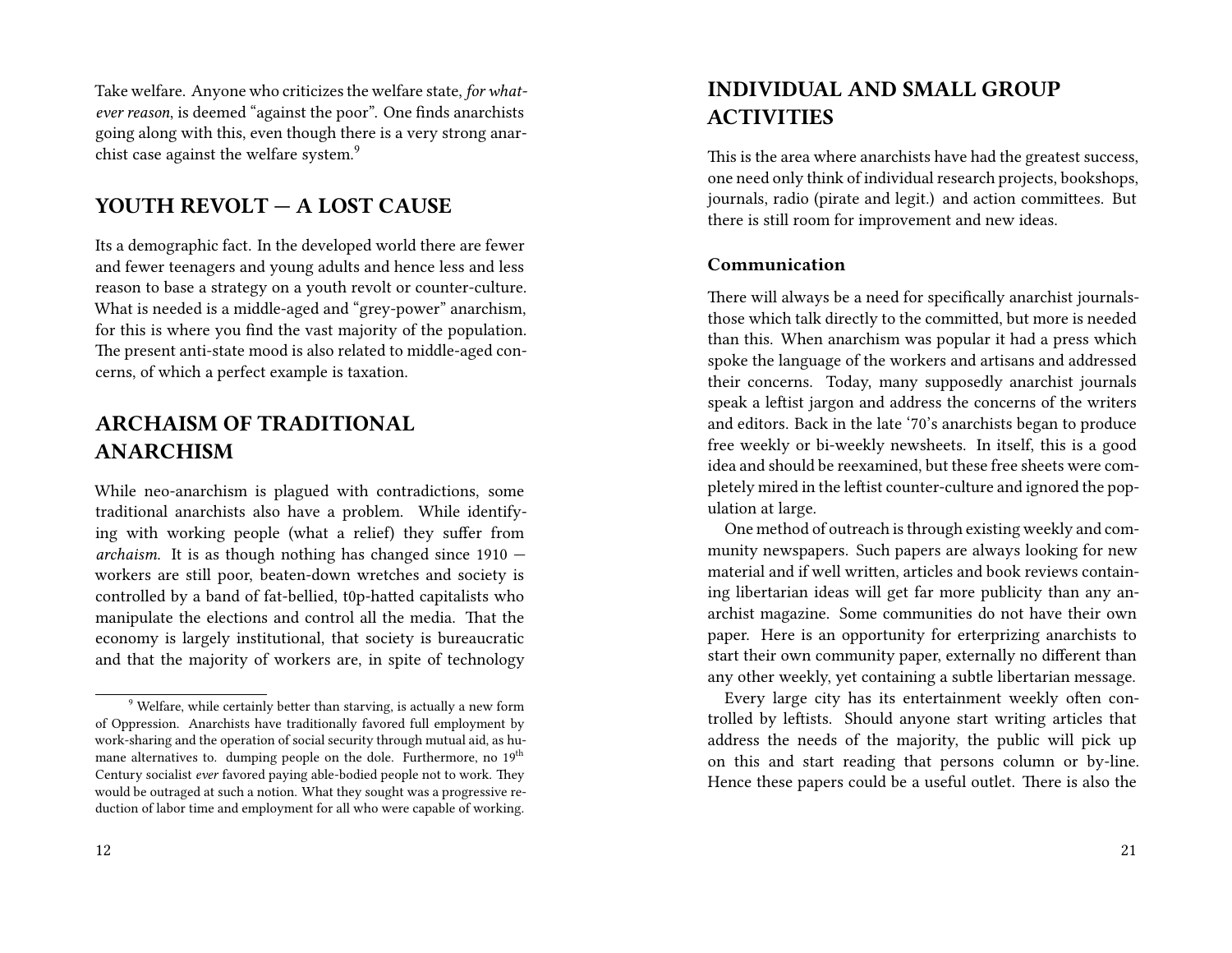Take welfare. Anyone who criticizes the welfare state, *for whatever reason*, is deemed “against the poor”. One finds anarchists going along with this, even though there is a very strong anarchist case against the welfare system.[9]

## YOUTH REVOLT — A LOST CAUSE

Its a demographic fact. In the developed world there are fewer and fewer teenagers and young adults and hence less and less reason to base a strategy on a youth revolt or counter-culture. What is needed is a middle-aged and “grey-power” anarchism, for this is where you find the vast majority of the population. The present anti-state mood is also related to middle-aged concerns, of which a perfect example is taxation.

## ARCHAISM OF TRADITIONAL ANARCHISM

While neo-anarchism is plagued with contradictions, some traditional anarchists also have a problem. While identifying with working people (what a relief) they suffer from *archaism.* It is as though nothing has changed since 1910 — workers are still poor, beaten-down wretches and society is controlled by a band of fat-bellied, t0p-hatted capitalists who manipulate the elections and control all the media. That the economy is largely institutional, that society is bureaucratic and that the majority of workers are, in spite of technology

[9] Welfare, while certainly better than starving, is actually a new form of Oppression. Anarchists have traditionally favored full employment by work-sharing and the operation of social security through mutual aid, as humane alternatives to. dumping people on the dole. Furthermore, no 19th Century socialist *ever* favored paying able-bodied people not to work. They would be outraged at such a notion. What they sought was a progressive reduction of labor time and employment for all who were capable of working.

## INDIVIDUAL AND SMALL GROUP ACTIVITIES

This is the area where anarchists have had the greatest success, one need only think of individual research projects, bookshops, journals, radio (pirate and legit.) and action committees. But there is still room for improvement and new ideas.

### Communication

There will always be a need for specifically anarchist journals-those which talk directly to the committed, but more is needed than this. When anarchism was popular it had a press which spoke the language of the workers and artisans and addressed their concerns. Today, many supposedly anarchist journals speak a leftist jargon and address the concerns of the writers and editors. Back in the late ‘70’s anarchists began to produce free weekly or bi-weekly newsheets. In itself, this is a good idea and should be reexamined, but these free sheets were completely mired in the leftist counter-culture and ignored the population at large.

One method of outreach is through existing weekly and community newspapers. Such papers are always looking for new material and if well written, articles and book reviews containing libertarian ideas will get far more publicity than any anarchist magazine. Some communities do not have their own paper. Here is an opportunity for erterprizing anarchists to start their own community paper, externally no different than any other weekly, yet containing a subtle libertarian message.

Every large city has its entertainment weekly often controlled by leftists. Should anyone start writing articles that address the needs of the majority, the public will pick up on this and start reading that persons column or by-line. Hence these papers could be a useful outlet. There is also the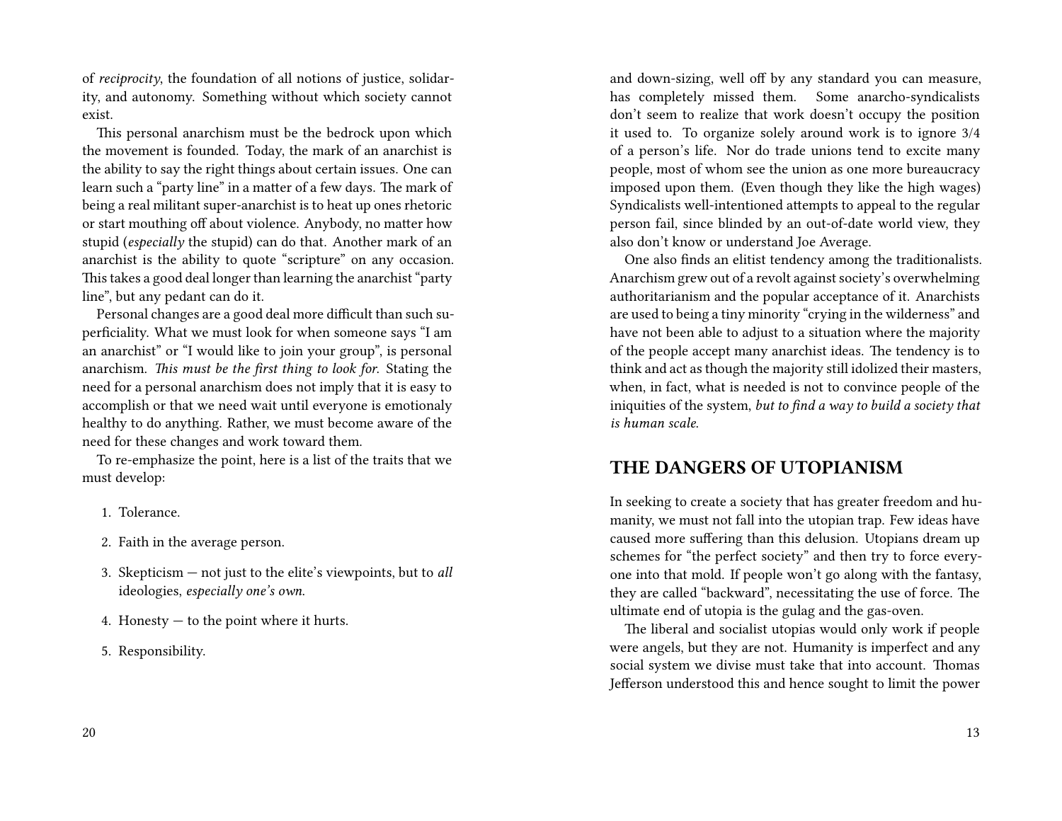of *reciprocity*, the foundation of all notions of justice, solidarity, and autonomy. Something without which society cannot exist.

This personal anarchism must be the bedrock upon which the movement is founded. Today, the mark of an anarchist is the ability to say the right things about certain issues. One can learn such a "party line" in a matter of a few days. The mark of being a real militant super-anarchist is to heat up ones rhetoric or start mouthing off about violence. Anybody, no matter how stupid (*especially* the stupid) can do that. Another mark of an anarchist is the ability to quote "scripture" on any occasion. This takes a good deal longer than learning the anarchist "party line", but any pedant can do it.

Personal changes are a good deal more difficult than such superficiality. What we must look for when someone says "I am an anarchist" or "I would like to join your group", is personal anarchism. *This must be the first thing to look for.* Stating the need for a personal anarchism does not imply that it is easy to accomplish or that we need wait until everyone is emotionaly healthy to do anything. Rather, we must become aware of the need for these changes and work toward them.

To re-emphasize the point, here is a list of the traits that we must develop:

1. Tolerance.
2. Faith in the average person.
3. Skepticism — not just to the elite's viewpoints, but to *all* ideologies, *especially one's own.*
4. Honesty — to the point where it hurts.
5. Responsibility.

and down-sizing, well off by any standard you can measure, has completely missed them. Some anarcho-syndicalists don't seem to realize that work doesn't occupy the position it used to. To organize solely around work is to ignore 3/4 of a person's life. Nor do trade unions tend to excite many people, most of whom see the union as one more bureaucracy imposed upon them. (Even though they like the high wages) Syndicalists well-intentioned attempts to appeal to the regular person fail, since blinded by an out-of-date world view, they also don't know or understand Joe Average.

One also finds an elitist tendency among the traditionalists. Anarchism grew out of a revolt against society's overwhelming authoritarianism and the popular acceptance of it. Anarchists are used to being a tiny minority "crying in the wilderness" and have not been able to adjust to a situation where the majority of the people accept many anarchist ideas. The tendency is to think and act as though the majority still idolized their masters, when, in fact, what is needed is not to convince people of the iniquities of the system, *but to find a way to build a society that is human scale.*

## THE DANGERS OF UTOPIANISM

In seeking to create a society that has greater freedom and humanity, we must not fall into the utopian trap. Few ideas have caused more suffering than this delusion. Utopians dream up schemes for "the perfect society" and then try to force everyone into that mold. If people won't go along with the fantasy, they are called "backward", necessitating the use of force. The ultimate end of utopia is the gulag and the gas-oven.

The liberal and socialist utopias would only work if people were angels, but they are not. Humanity is imperfect and any social system we divise must take that into account. Thomas Jefferson understood this and hence sought to limit the power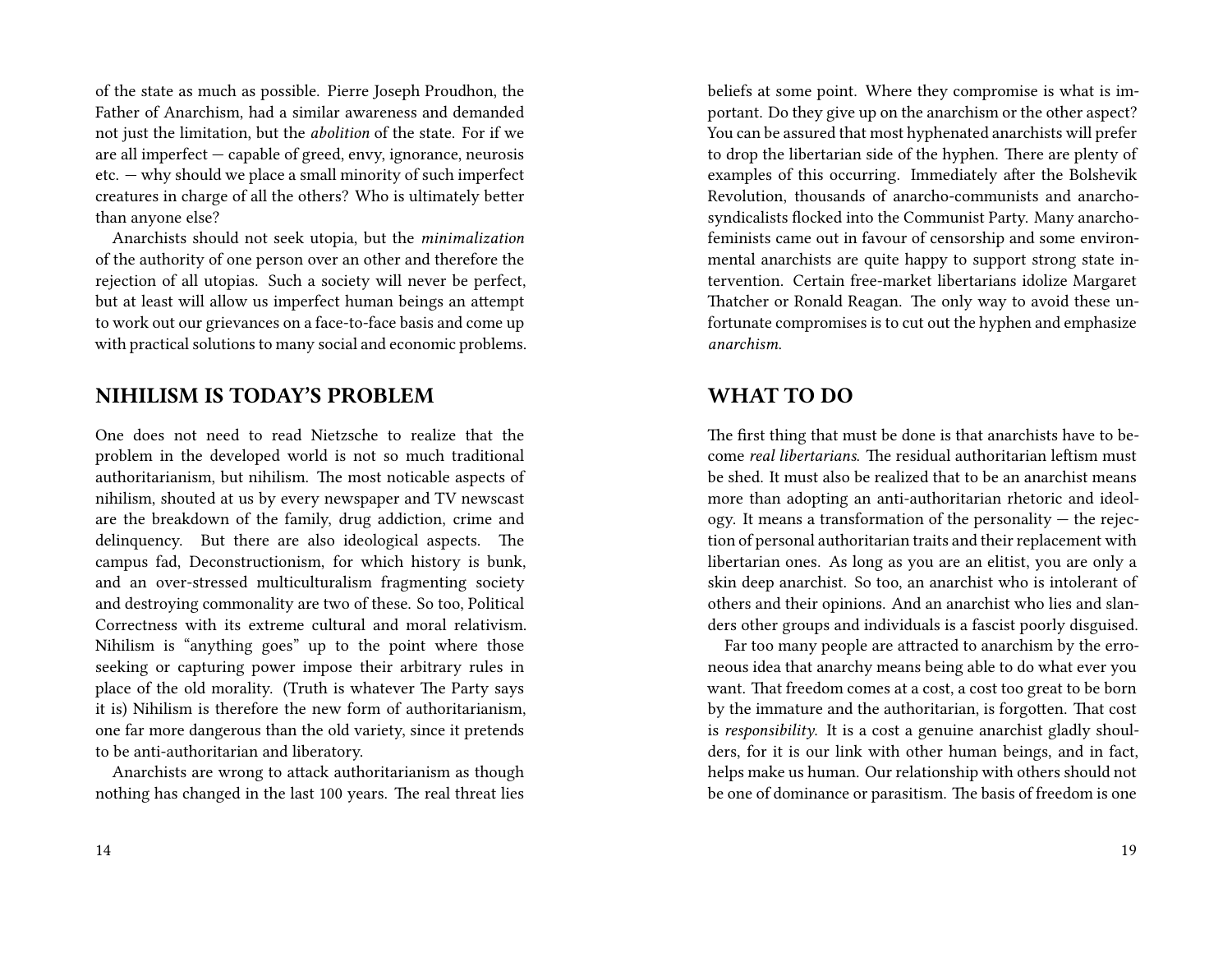of the state as much as possible. Pierre Joseph Proudhon, the Father of Anarchism, had a similar awareness and demanded not just the limitation, but the *abolition* of the state. For if we are all imperfect — capable of greed, envy, ignorance, neurosis etc. — why should we place a small minority of such imperfect creatures in charge of all the others? Who is ultimately better than anyone else?

Anarchists should not seek utopia, but the *minimalization* of the authority of one person over an other and therefore the rejection of all utopias. Such a society will never be perfect, but at least will allow us imperfect human beings an attempt to work out our grievances on a face-to-face basis and come up with practical solutions to many social and economic problems.

## NIHILISM IS TODAY'S PROBLEM

One does not need to read Nietzsche to realize that the problem in the developed world is not so much traditional authoritarianism, but nihilism. The most noticable aspects of nihilism, shouted at us by every newspaper and TV newscast are the breakdown of the family, drug addiction, crime and delinquency. But there are also ideological aspects. The campus fad, Deconstructionism, for which history is bunk, and an over-stressed multiculturalism fragmenting society and destroying commonality are two of these. So too, Political Correctness with its extreme cultural and moral relativism. Nihilism is "anything goes" up to the point where those seeking or capturing power impose their arbitrary rules in place of the old morality. (Truth is whatever The Party says it is) Nihilism is therefore the new form of authoritarianism, one far more dangerous than the old variety, since it pretends to be anti-authoritarian and liberatory.

Anarchists are wrong to attack authoritarianism as though nothing has changed in the last 100 years. The real threat lies

beliefs at some point. Where they compromise is what is important. Do they give up on the anarchism or the other aspect? You can be assured that most hyphenated anarchists will prefer to drop the libertarian side of the hyphen. There are plenty of examples of this occurring. Immediately after the Bolshevik Revolution, thousands of anarcho-communists and anarcho-syndicalists flocked into the Communist Party. Many anarcho-feminists came out in favour of censorship and some environmental anarchists are quite happy to support strong state intervention. Certain free-market libertarians idolize Margaret Thatcher or Ronald Reagan. The only way to avoid these unfortunate compromises is to cut out the hyphen and emphasize *anarchism.*

## WHAT TO DO

The first thing that must be done is that anarchists have to become *real libertarians.* The residual authoritarian leftism must be shed. It must also be realized that to be an anarchist means more than adopting an anti-authoritarian rhetoric and ideology. It means a transformation of the personality — the rejection of personal authoritarian traits and their replacement with libertarian ones. As long as you are an elitist, you are only a skin deep anarchist. So too, an anarchist who is intolerant of others and their opinions. And an anarchist who lies and slanders other groups and individuals is a fascist poorly disguised.

Far too many people are attracted to anarchism by the erroneous idea that anarchy means being able to do what ever you want. That freedom comes at a cost, a cost too great to be born by the immature and the authoritarian, is forgotten. That cost is *responsibility.* It is a cost a genuine anarchist gladly shoulders, for it is our link with other human beings, and in fact, helps make us human. Our relationship with others should not be one of dominance or parasitism. The basis of freedom is one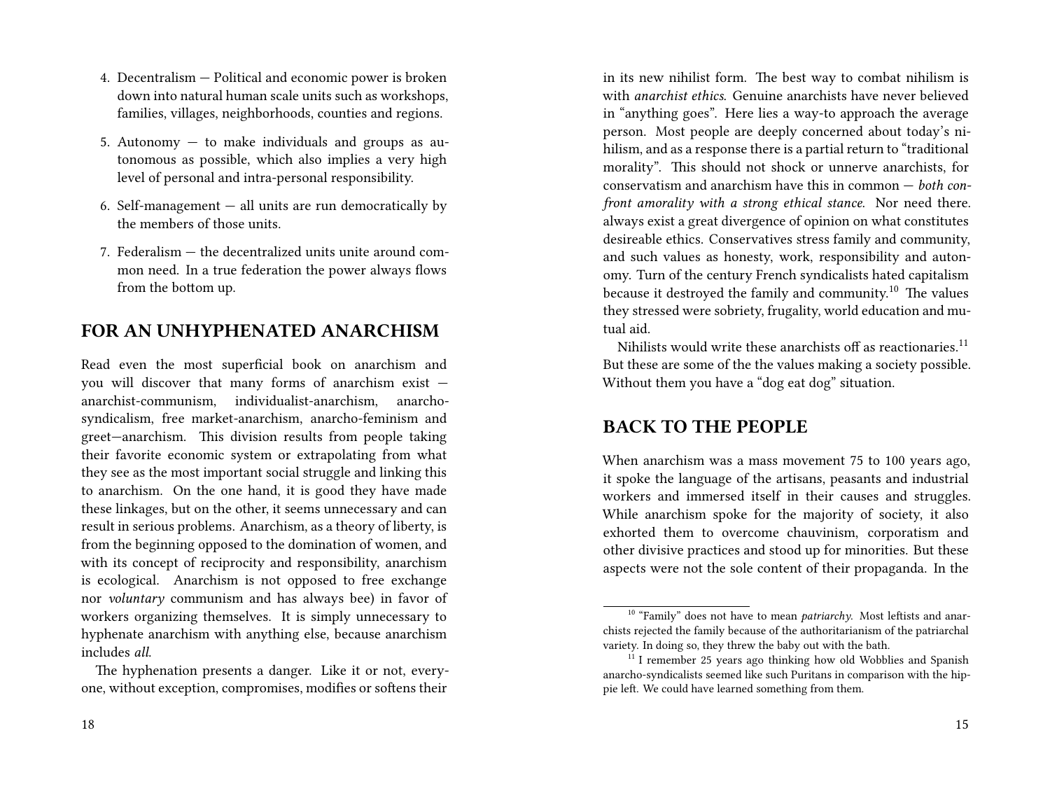4. Decentralism — Political and economic power is broken down into natural human scale units such as workshops, families, villages, neighborhoods, counties and regions.
5. Autonomy — to make individuals and groups as autonomous as possible, which also implies a very high level of personal and intra-personal responsibility.
6. Self-management — all units are run democratically by the members of those units.
7. Federalism — the decentralized units unite around common need. In a true federation the power always flows from the bottom up.

## FOR AN UNHYPHENATED ANARCHISM

Read even the most superficial book on anarchism and you will discover that many forms of anarchism exist — anarchist-communism, individualist-anarchism, anarcho-syndicalism, free market-anarchism, anarcho-feminism and greet—anarchism. This division results from people taking their favorite economic system or extrapolating from what they see as the most important social struggle and linking this to anarchism. On the one hand, it is good they have made these linkages, but on the other, it seems unnecessary and can result in serious problems. Anarchism, as a theory of liberty, is from the beginning opposed to the domination of women, and with its concept of reciprocity and responsibility, anarchism is ecological. Anarchism is not opposed to free exchange nor *voluntary* communism and has always bee) in favor of workers organizing themselves. It is simply unnecessary to hyphenate anarchism with anything else, because anarchism includes *all.*

The hyphenation presents a danger. Like it or not, everyone, without exception, compromises, modifies or softens their

in its new nihilist form. The best way to combat nihilism is with *anarchist ethics.* Genuine anarchists have never believed in "anything goes". Here lies a way-to approach the average person. Most people are deeply concerned about today's nihilism, and as a response there is a partial return to "traditional morality". This should not shock or unnerve anarchists, for conservatism and anarchism have this in common — *both confront amorality with a strong ethical stance.* Nor need there. always exist a great divergence of opinion on what constitutes desireable ethics. Conservatives stress family and community, and such values as honesty, work, responsibility and autonomy. Turn of the century French syndicalists hated capitalism because it destroyed the family and community.[10] The values they stressed were sobriety, frugality, world education and mutual aid.

Nihilists would write these anarchists off as reactionaries.[11] But these are some of the the values making a society possible. Without them you have a "dog eat dog" situation.

## BACK TO THE PEOPLE

When anarchism was a mass movement 75 to 100 years ago, it spoke the language of the artisans, peasants and industrial workers and immersed itself in their causes and struggles. While anarchism spoke for the majority of society, it also exhorted them to overcome chauvinism, corporatism and other divisive practices and stood up for minorities. But these aspects were not the sole content of their propaganda. In the

[10] "Family" does not have to mean *patriarchy.* Most leftists and anarchists rejected the family because of the authoritarianism of the patriarchal variety. In doing so, they threw the baby out with the bath.

[11] I remember 25 years ago thinking how old Wobblies and Spanish anarcho-syndicalists seemed like such Puritans in comparison with the hippie left. We could have learned something from them.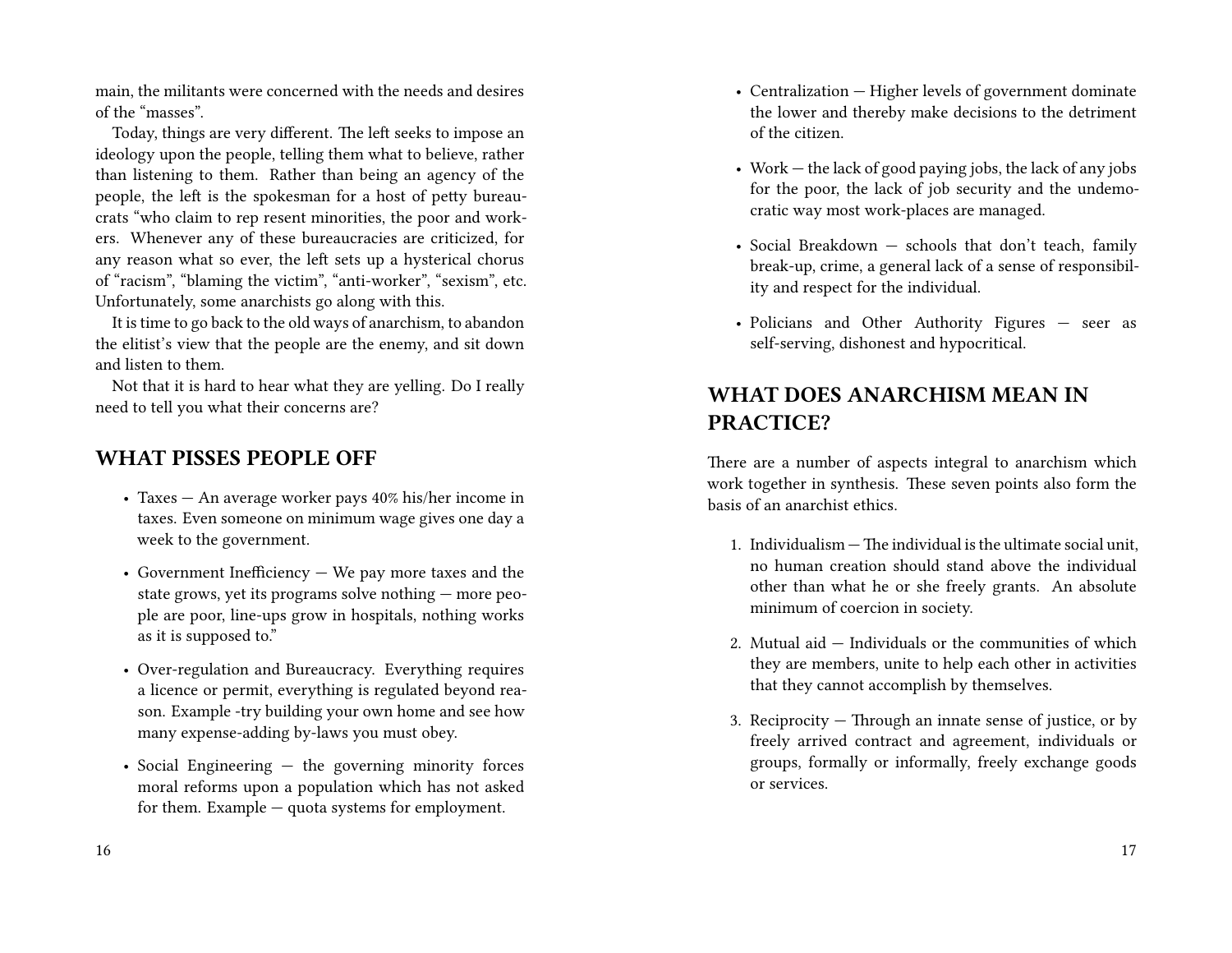main, the militants were concerned with the needs and desires of the "masses".

Today, things are very different. The left seeks to impose an ideology upon the people, telling them what to believe, rather than listening to them. Rather than being an agency of the people, the left is the spokesman for a host of petty bureaucrats "who claim to rep resent minorities, the poor and workers. Whenever any of these bureaucracies are criticized, for any reason what so ever, the left sets up a hysterical chorus of "racism", "blaming the victim", "anti-worker", "sexism", etc. Unfortunately, some anarchists go along with this.

It is time to go back to the old ways of anarchism, to abandon the elitist's view that the people are the enemy, and sit down and listen to them.

Not that it is hard to hear what they are yelling. Do I really need to tell you what their concerns are?

## WHAT PISSES PEOPLE OFF

- Taxes — An average worker pays 40% his/her income in taxes. Even someone on minimum wage gives one day a week to the government.
- Government Inefficiency — We pay more taxes and the state grows, yet its programs solve nothing — more people are poor, line-ups grow in hospitals, nothing works as it is supposed to."
- Over-regulation and Bureaucracy. Everything requires a licence or permit, everything is regulated beyond reason. Example -try building your own home and see how many expense-adding by-laws you must obey.
- Social Engineering — the governing minority forces moral reforms upon a population which has not asked for them. Example — quota systems for employment.
- Centralization — Higher levels of government dominate the lower and thereby make decisions to the detriment of the citizen.
- Work — the lack of good paying jobs, the lack of any jobs for the poor, the lack of job security and the undemocratic way most work-places are managed.
- Social Breakdown — schools that don't teach, family break-up, crime, a general lack of a sense of responsibility and respect for the individual.
- Policians and Other Authority Figures — seer as self-serving, dishonest and hypocritical.

## WHAT DOES ANARCHISM MEAN IN PRACTICE?

There are a number of aspects integral to anarchism which work together in synthesis. These seven points also form the basis of an anarchist ethics.

1. Individualism — The individual is the ultimate social unit, no human creation should stand above the individual other than what he or she freely grants. An absolute minimum of coercion in society.
2. Mutual aid — Individuals or the communities of which they are members, unite to help each other in activities that they cannot accomplish by themselves.
3. Reciprocity — Through an innate sense of justice, or by freely arrived contract and agreement, individuals or groups, formally or informally, freely exchange goods or services.